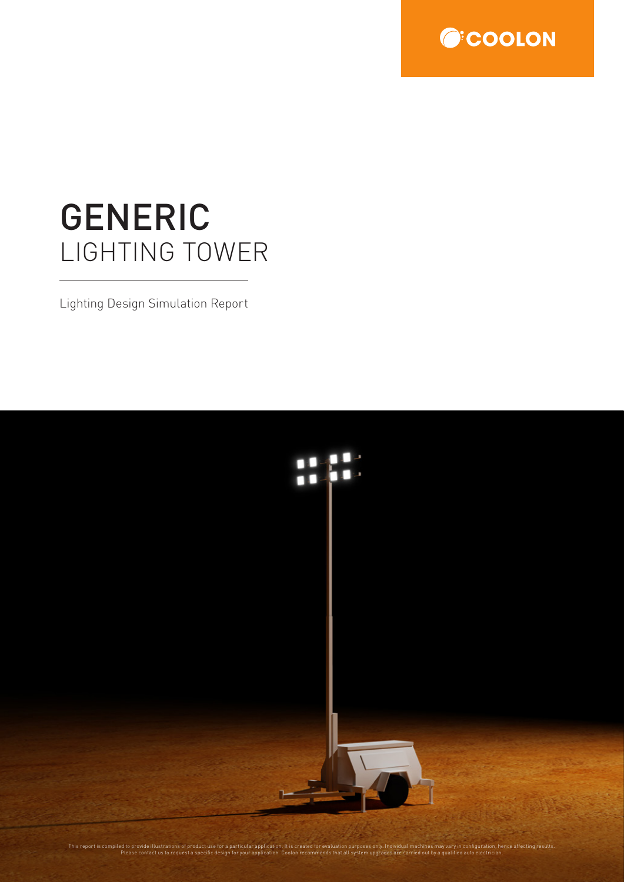COOLON

# GENERIC
## LIGHTING TOWER

Lighting Design Simulation Report

This report is compiled to provide illustrations of product use for a particular application. It is created for evaluation purposes only. Individual machines may vary in configuration, hence affecting results. Please contact us to request a specific design for your application. Coolon recommends that all system upgrades are carried out by a qualified auto electrician.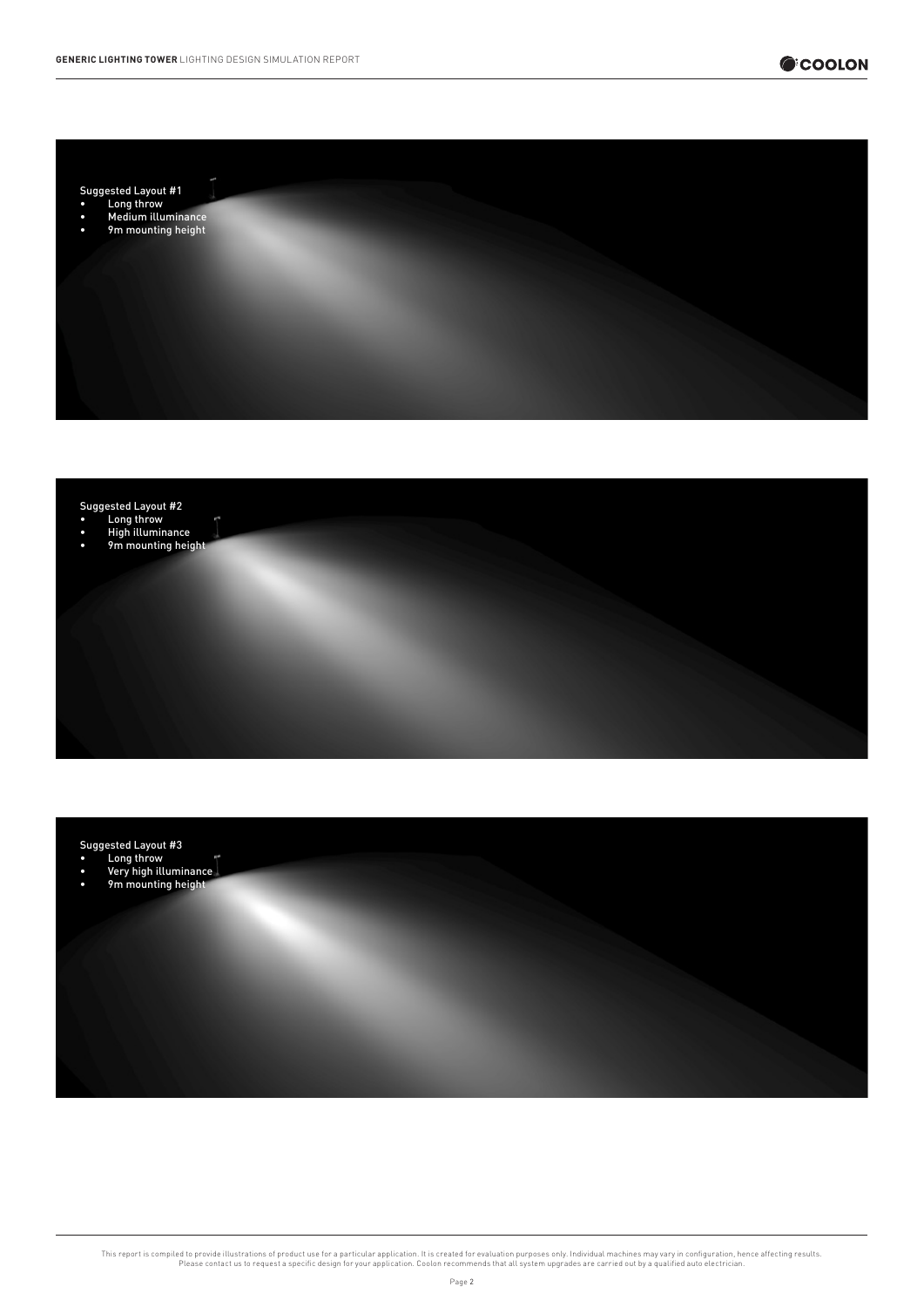Suggested Layout #1

- Long throw
- Medium illuminance
- 9m mounting height

Suggested Layout #2

- Long throw
- High illuminance
- 9m mounting height

Suggested Layout #3

- Long throw
- Very high illuminance
- 9m mounting height

This report is compiled to provide illustrations of product use for a particular application. It is created for evaluation purposes only. Individual machines may vary in configuration, hence affecting results. Please contact us to request a specific design for your application. Coolon recommends that all system upgrades are carried out by a qualified auto electrician.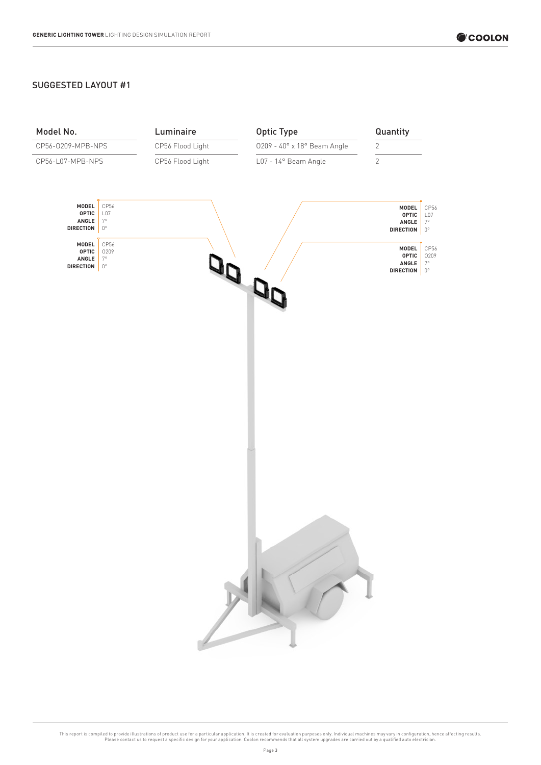## SUGGESTED LAYOUT #1

| Model No. | Luminaire | Optic Type | Quantity |
|---|---|---|---|
| CP56-O209-MPB-NPS | CP56 Flood Light | O209 - 40° x 18° Beam Angle | 2 |
| CP56-L07-MPB-NPS | CP56 Flood Light | L07 - 14° Beam Angle | 2 |

**MODEL** CP56
**OPTIC** L07
**ANGLE** 7°
**DIRECTION** 0°

**MODEL** CP56
**OPTIC** O209
**ANGLE** 7°
**DIRECTION** 0°

**MODEL** CP56
**OPTIC** L07
**ANGLE** 7°
**DIRECTION** 0°

**MODEL** CP56
**OPTIC** O209
**ANGLE** 7°
**DIRECTION** 0°

This report is compiled to provide illustrations of product use for a particular application. It is created for evaluation purposes only. Individual machines may vary in configuration, hence affecting results. Please contact us to request a specific design for your application. Coolon recommends that all system upgrades are carried out by a qualified auto electrician.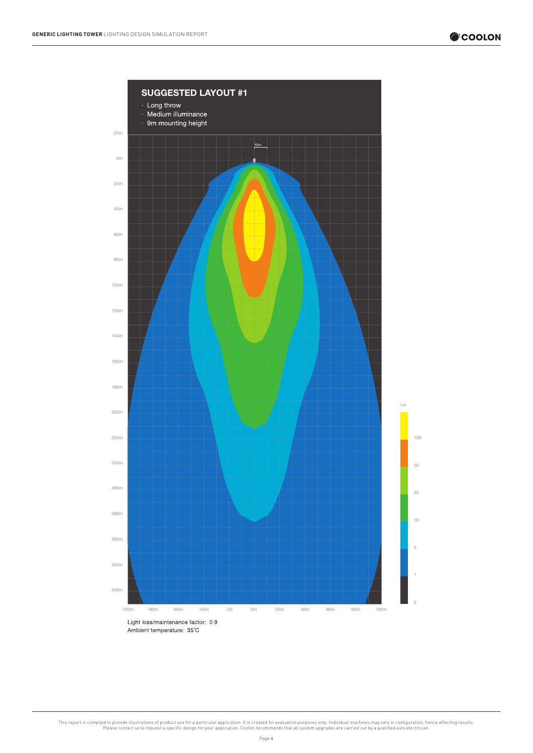## SUGGESTED LAYOUT #1

- Long throw
- Medium illuminance
- 9m mounting height

Light loss/maintenance factor: 0.9

Ambient temperature: 35˚C

This report is compiled to provide illustrations of product use for a particular application. It is created for evaluation purposes only. Individual machines may vary in configuration, hence affecting results. Please contact us to request a specific design for your application. Coolon recommends that all system upgrades are carried out by a qualified auto electrician.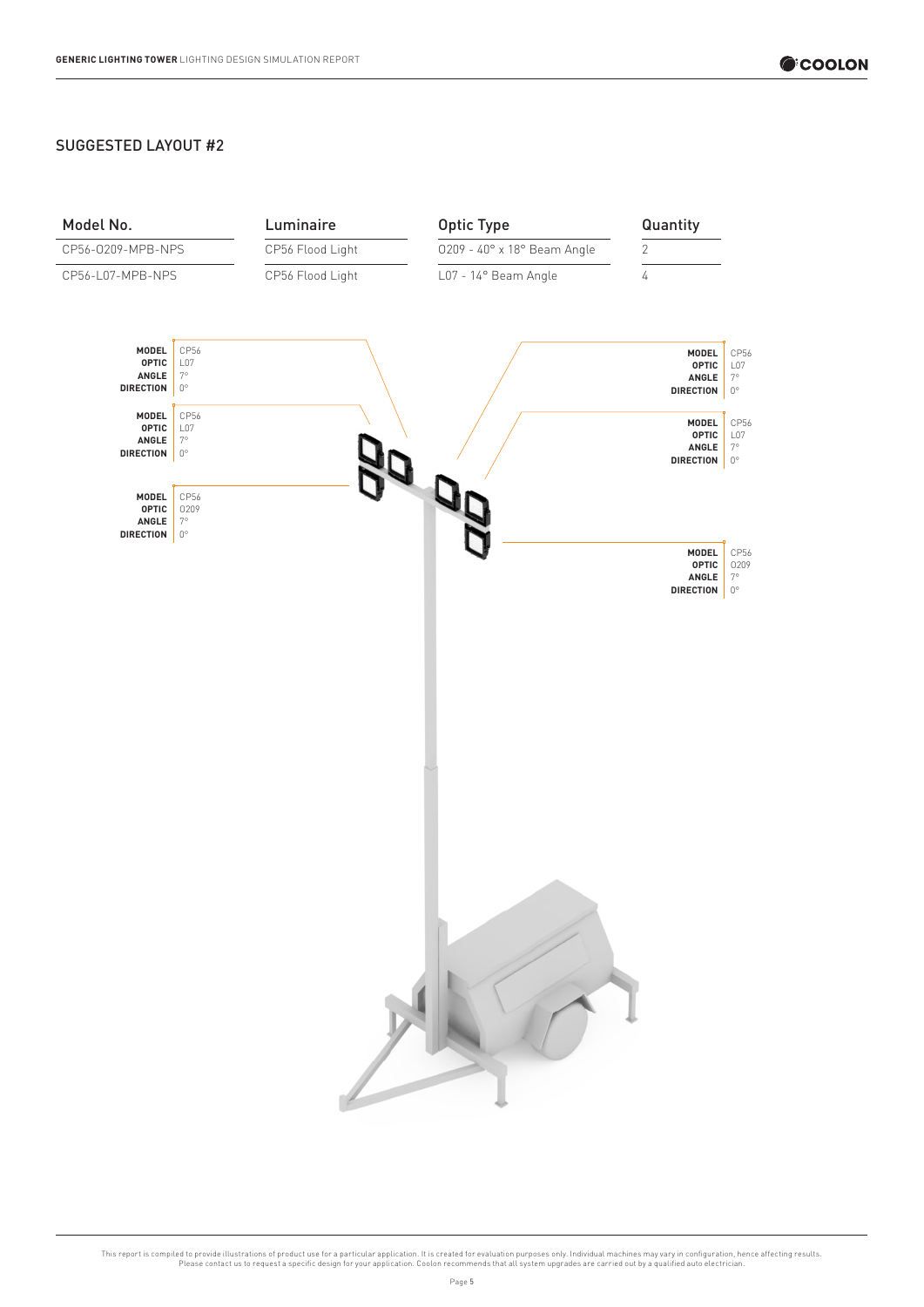## SUGGESTED LAYOUT #2

| Model No. | Luminaire | Optic Type | Quantity |
|---|---|---|---|
| CP56-O209-MPB-NPS | CP56 Flood Light | O209 - 40° x 18° Beam Angle | 2 |
| CP56-L07-MPB-NPS | CP56 Flood Light | L07 - 14° Beam Angle | 4 |

**MODEL** CP56
**OPTIC** L07
**ANGLE** 7°
**DIRECTION** 0°

**MODEL** CP56
**OPTIC** L07
**ANGLE** 7°
**DIRECTION** 0°

**MODEL** CP56
**OPTIC** O209
**ANGLE** 7°
**DIRECTION** 0°

**MODEL** CP56
**OPTIC** L07
**ANGLE** 7°
**DIRECTION** 0°

**MODEL** CP56
**OPTIC** L07
**ANGLE** 7°
**DIRECTION** 0°

**MODEL** CP56
**OPTIC** O209
**ANGLE** 7°
**DIRECTION** 0°

This report is compiled to provide illustrations of product use for a particular application. It is created for evaluation purposes only. Individual machines may vary in configuration, hence affecting results. Please contact us to request a specific design for your application. Coolon recommends that all system upgrades are carried out by a qualified auto electrician.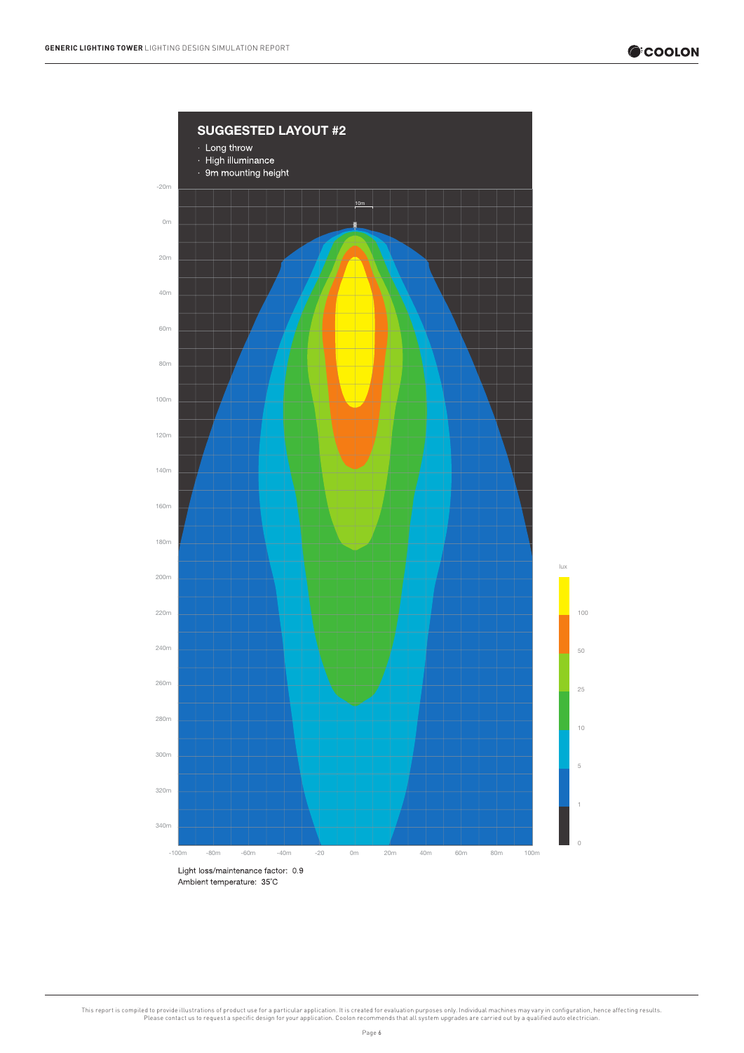## SUGGESTED LAYOUT #2

- Long throw
- High illuminance
- 9m mounting height

Light loss/maintenance factor: 0.9
Ambient temperature: 35°C

This report is compiled to provide illustrations of product use for a particular application. It is created for evaluation purposes only. Individual machines may vary in configuration, hence affecting results. Please contact us to request a specific design for your application. Coolon recommends that all system upgrades are carried out by a qualified auto electrician.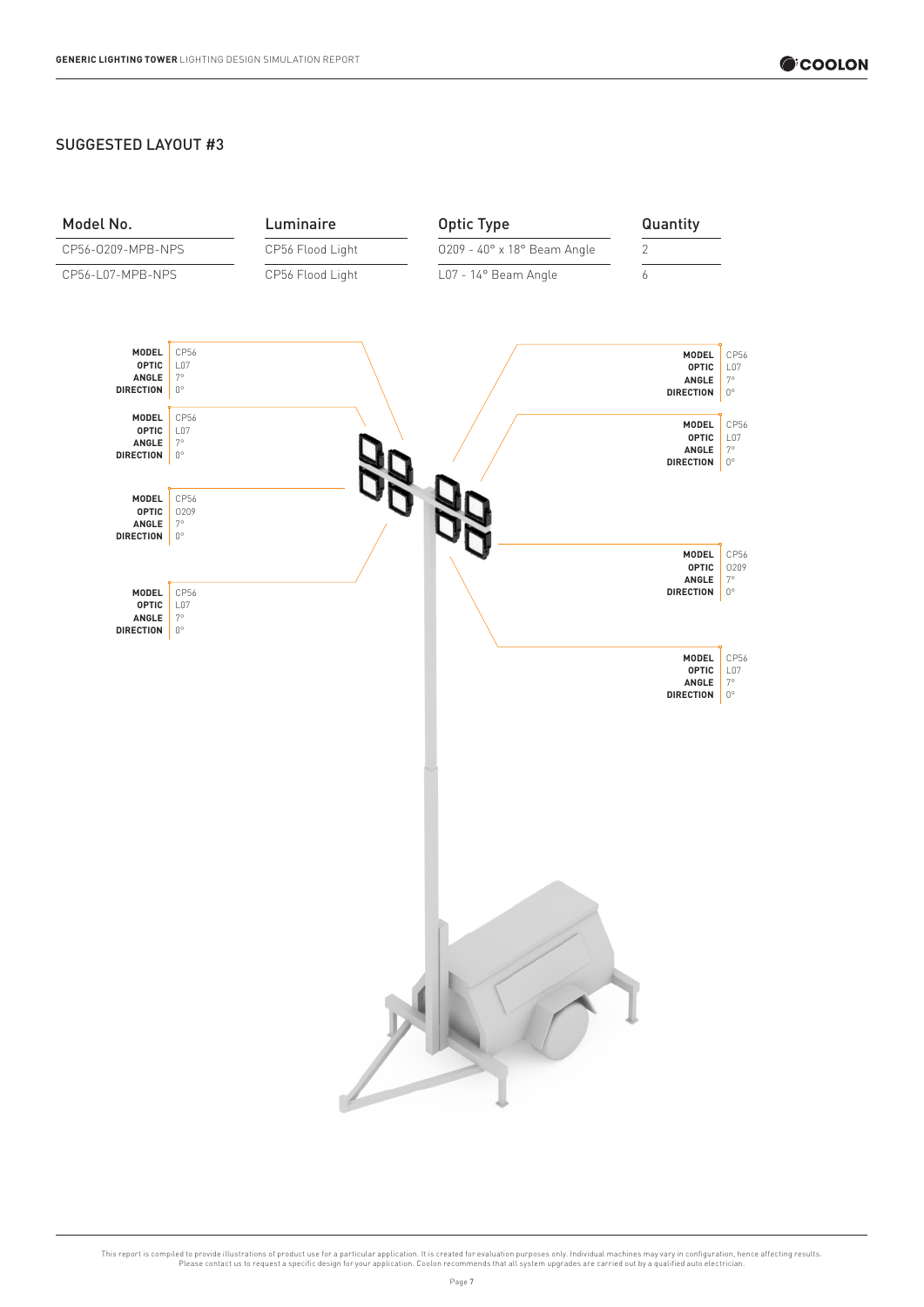## SUGGESTED LAYOUT #3

| Model No. | Luminaire | Optic Type | Quantity |
| --- | --- | --- | --- |
| CP56-O209-MPB-NPS | CP56 Flood Light | O209 - 40° x 18° Beam Angle | 2 |
| CP56-L07-MPB-NPS | CP56 Flood Light | L07 - 14° Beam Angle | 6 |

**MODEL** CP56
**OPTIC** L07
**ANGLE** 7°
**DIRECTION** 0°

**MODEL** CP56
**OPTIC** L07
**ANGLE** 7°
**DIRECTION** 0°

**MODEL** CP56
**OPTIC** O209
**ANGLE** 7°
**DIRECTION** 0°

**MODEL** CP56
**OPTIC** L07
**ANGLE** 7°
**DIRECTION** 0°

**MODEL** CP56
**OPTIC** L07
**ANGLE** 7°
**DIRECTION** 0°

**MODEL** CP56
**OPTIC** L07
**ANGLE** 7°
**DIRECTION** 0°

**MODEL** CP56
**OPTIC** O209
**ANGLE** 7°
**DIRECTION** 0°

**MODEL** CP56
**OPTIC** L07
**ANGLE** 7°
**DIRECTION** 0°

This report is compiled to provide illustrations of product use for a particular application. It is created for evaluation purposes only. Individual machines may vary in configuration, hence affecting results. Please contact us to request a specific design for your application. Coolon recommends that all system upgrades are carried out by a qualified auto electrician.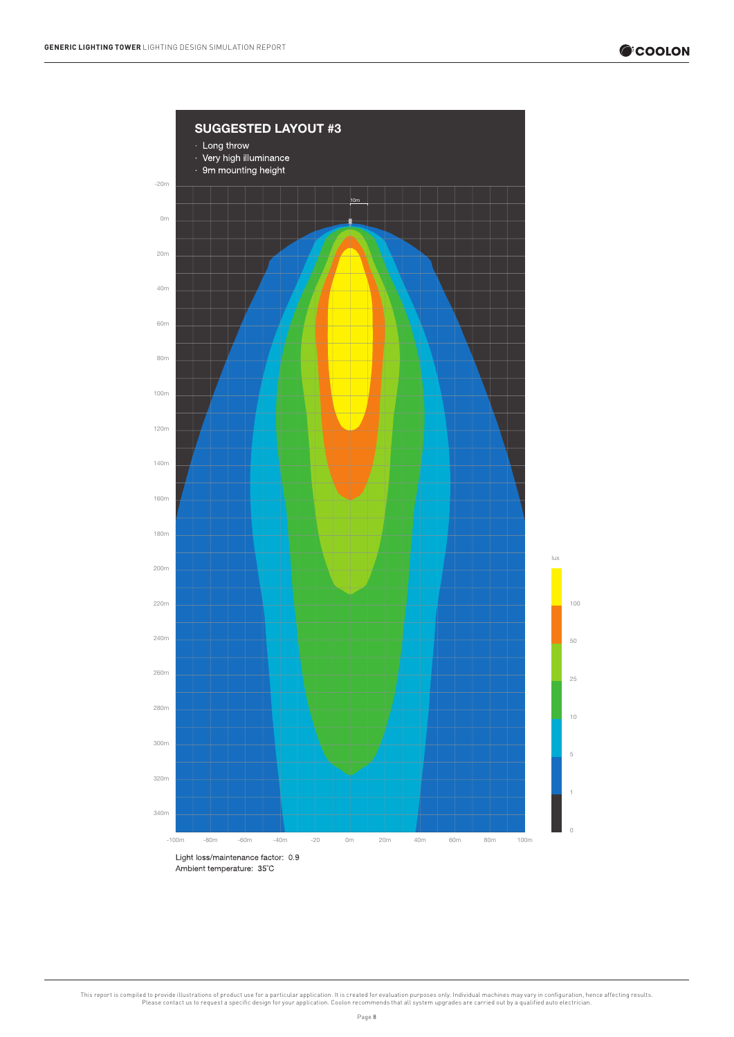## SUGGESTED LAYOUT #3

- Long throw
- Very high illuminance
- 9m mounting height

Light loss/maintenance factor: 0.9
Ambient temperature: 35˚C

This report is compiled to provide illustrations of product use for a particular application. It is created for evaluation purposes only. Individual machines may vary in configuration, hence affecting results. Please contact us to request a specific design for your application. Coolon recommends that all system upgrades are carried out by a qualified auto electrician.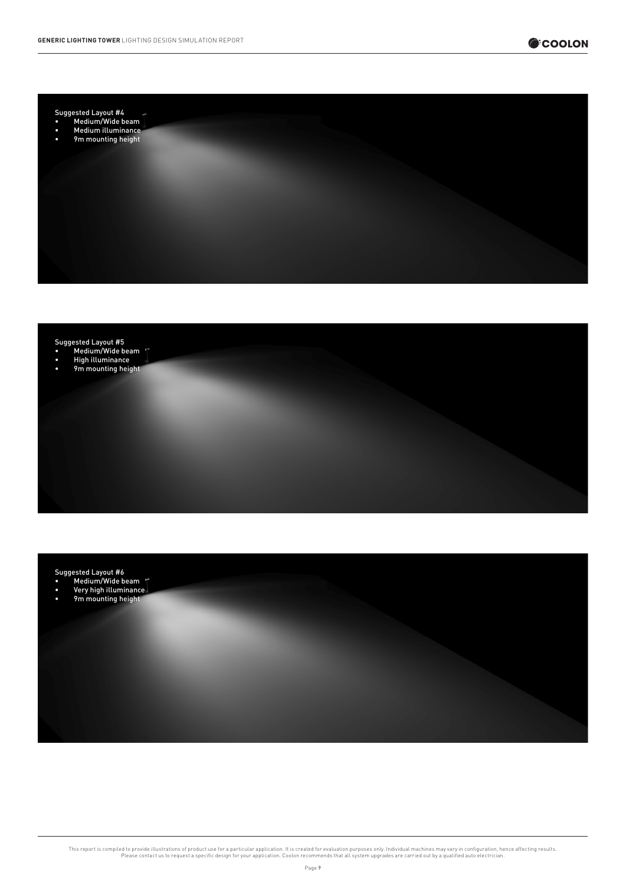Suggested Layout #4
- Medium/Wide beam
- Medium illuminance
- 9m mounting height

Suggested Layout #5
- Medium/Wide beam
- High illuminance
- 9m mounting height

Suggested Layout #6
- Medium/Wide beam
- Very high illuminance
- 9m mounting height

This report is compiled to provide illustrations of product use for a particular application. It is created for evaluation purposes only. Individual machines may vary in configuration, hence affecting results. Please contact us to request a specific design for your application. Coolon recommends that all system upgrades are carried out by a qualified auto electrician.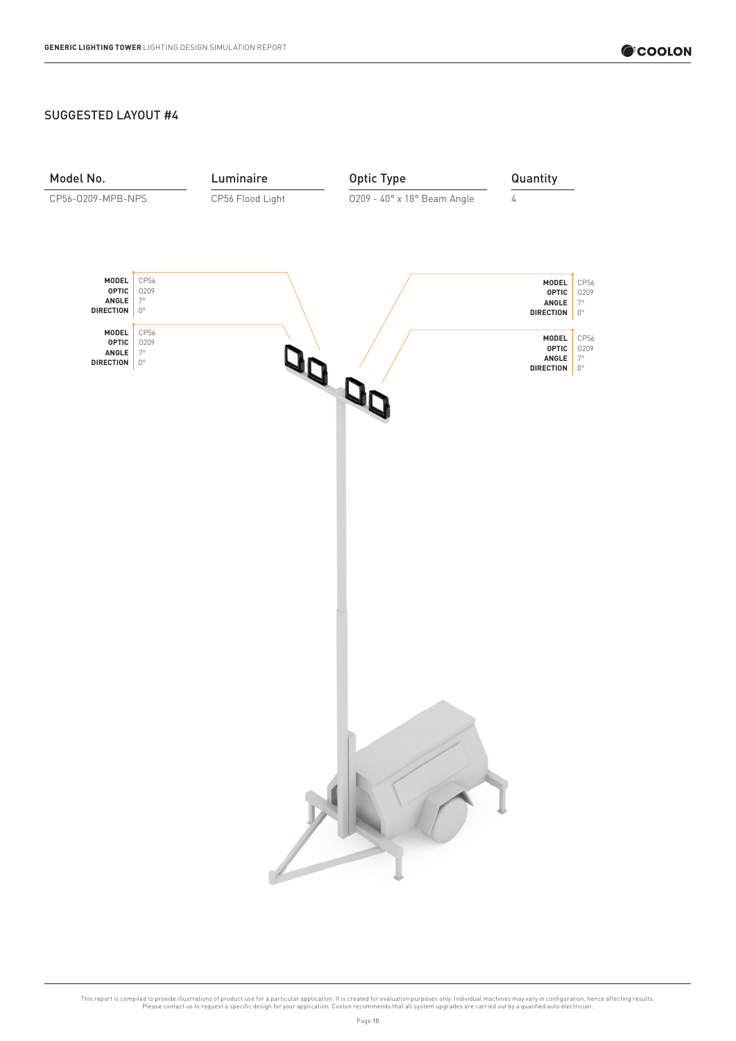## SUGGESTED LAYOUT #4

| Model No. | Luminaire | Optic Type | Quantity |
| --- | --- | --- | --- |
| CP56-0209-MPB-NPS | CP56 Flood Light | 0209 - 40° x 18° Beam Angle | 4 |

**MODEL** CP56
**OPTIC** 0209
**ANGLE** 7°
**DIRECTION** 0°

**MODEL** CP56
**OPTIC** 0209
**ANGLE** 7°
**DIRECTION** 0°

**MODEL** CP56
**OPTIC** 0209
**ANGLE** 7°
**DIRECTION** 0°

**MODEL** CP56
**OPTIC** 0209
**ANGLE** 7°
**DIRECTION** 0°

This report is compiled to provide illustrations of product use for a particular application. It is created for evaluation purposes only. Individual machines may vary in configuration, hence affecting results. Please contact us to request a specific design for your application. Coolon recommends that all system upgrades are carried out by a qualified auto electrician.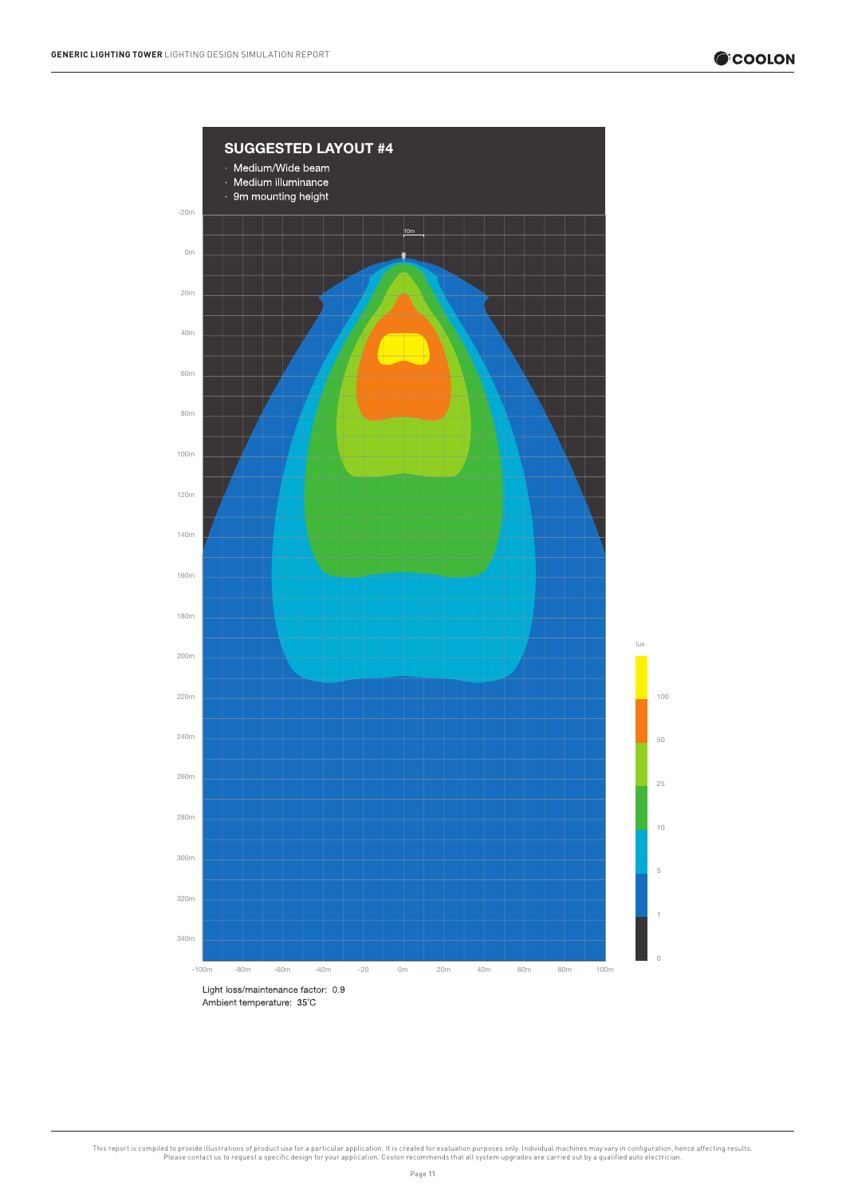## SUGGESTED LAYOUT #4

- Medium/Wide beam
- Medium illuminance
- 9m mounting height

Light loss/maintenance factor: 0.9
Ambient temperature: 35°C

This report is compiled to provide illustrations of product use for a particular application. It is created for evaluation purposes only. Individual machines may vary in configuration, hence affecting results. Please contact us to request a specific design for your application. Coolon recommends that all system upgrades are carried out by a qualified auto electrician.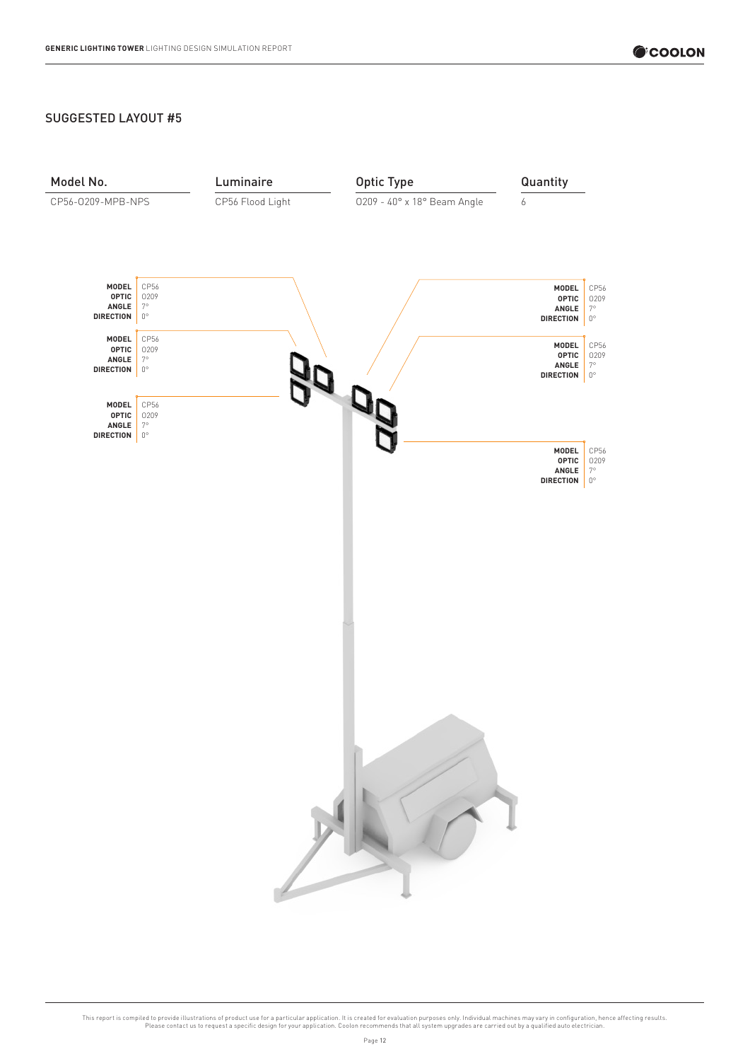## SUGGESTED LAYOUT #5

| Model No. | Luminaire | Optic Type | Quantity |
| --- | --- | --- | --- |
| CP56-0209-MPB-NPS | CP56 Flood Light | 0209 - 40° x 18° Beam Angle | 6 |

**MODEL** CP56
**OPTIC** 0209
**ANGLE** 7°
**DIRECTION** 0°

**MODEL** CP56
**OPTIC** 0209
**ANGLE** 7°
**DIRECTION** 0°

**MODEL** CP56
**OPTIC** 0209
**ANGLE** 7°
**DIRECTION** 0°

**MODEL** CP56
**OPTIC** 0209
**ANGLE** 7°
**DIRECTION** 0°

**MODEL** CP56
**OPTIC** 0209
**ANGLE** 7°
**DIRECTION** 0°

**MODEL** CP56
**OPTIC** 0209
**ANGLE** 7°
**DIRECTION** 0°

This report is compiled to provide illustrations of product use for a particular application. It is created for evaluation purposes only. Individual machines may vary in configuration, hence affecting results. Please contact us to request a specific design for your application. Coolon recommends that all system upgrades are carried out by a qualified auto electrician.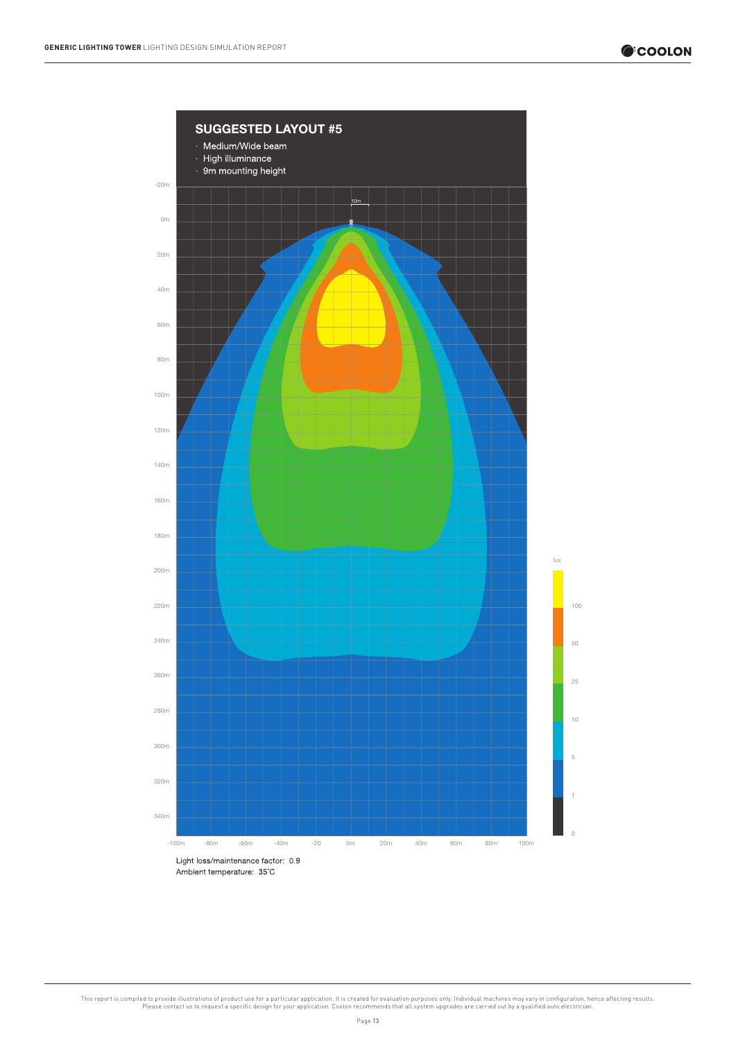## SUGGESTED LAYOUT #5

- Medium/Wide beam
- High illuminance
- 9m mounting height

Light loss/maintenance factor: 0.9
Ambient temperature: 35˚C

This report is compiled to provide illustrations of product use for a particular application. It is created for evaluation purposes only. Individual machines may vary in configuration, hence affecting results. Please contact us to request a specific design for your application. Coolon recommends that all system upgrades are carried out by a qualified auto electrician.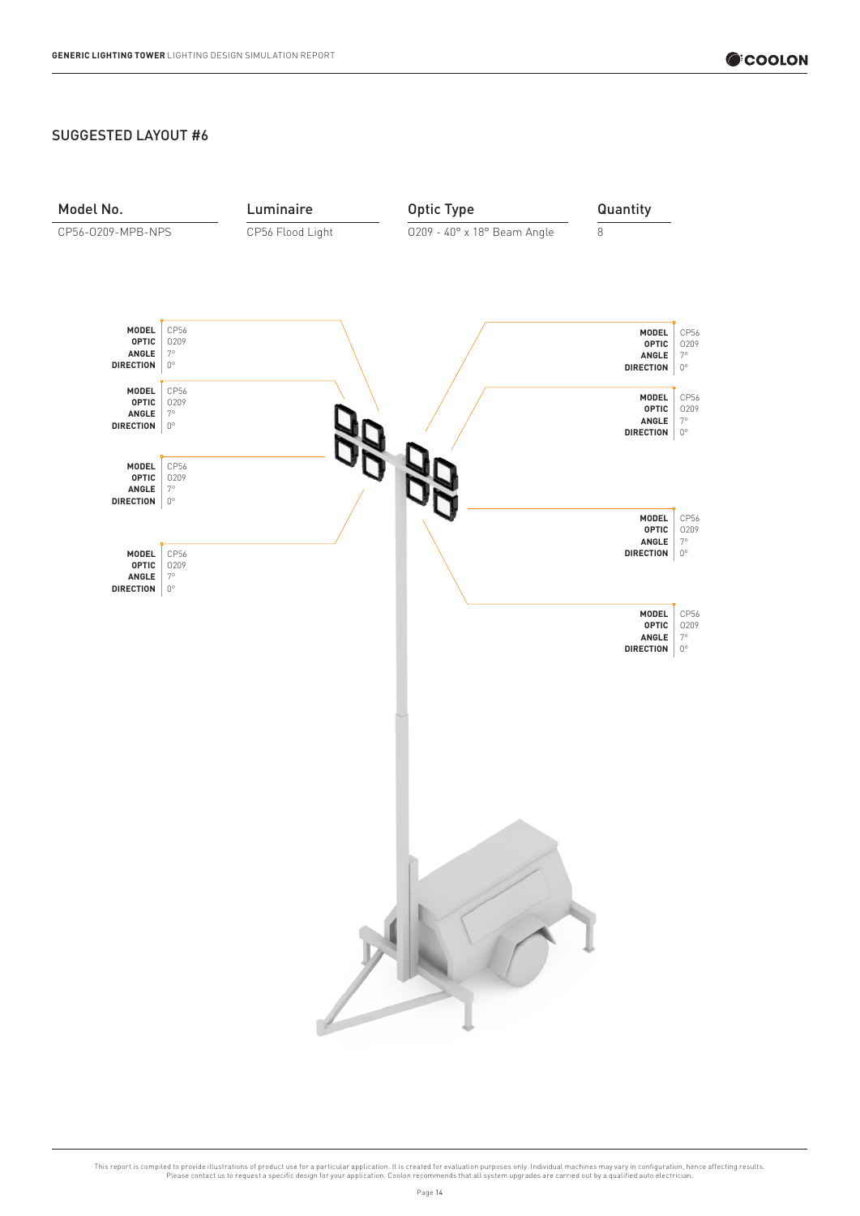## SUGGESTED LAYOUT #6

| Model No. | Luminaire | Optic Type | Quantity |
| --- | --- | --- | --- |
| CP56-O209-MPB-NPS | CP56 Flood Light | O209 - 40° x 18° Beam Angle | 8 |

**MODEL** CP56
**OPTIC** O209
**ANGLE** 7°
**DIRECTION** 0°

**MODEL** CP56
**OPTIC** O209
**ANGLE** 7°
**DIRECTION** 0°

**MODEL** CP56
**OPTIC** O209
**ANGLE** 7°
**DIRECTION** 0°

**MODEL** CP56
**OPTIC** O209
**ANGLE** 7°
**DIRECTION** 0°

**MODEL** CP56
**OPTIC** O209
**ANGLE** 7°
**DIRECTION** 0°

**MODEL** CP56
**OPTIC** O209
**ANGLE** 7°
**DIRECTION** 0°

**MODEL** CP56
**OPTIC** O209
**ANGLE** 7°
**DIRECTION** 0°

**MODEL** CP56
**OPTIC** O209
**ANGLE** 7°
**DIRECTION** 0°

This report is compiled to provide illustrations of product use for a particular application. It is created for evaluation purposes only. Individual machines may vary in configuration, hence affecting results. Please contact us to request a specific design for your application. Coolon recommends that all system upgrades are carried out by a qualified auto electrician.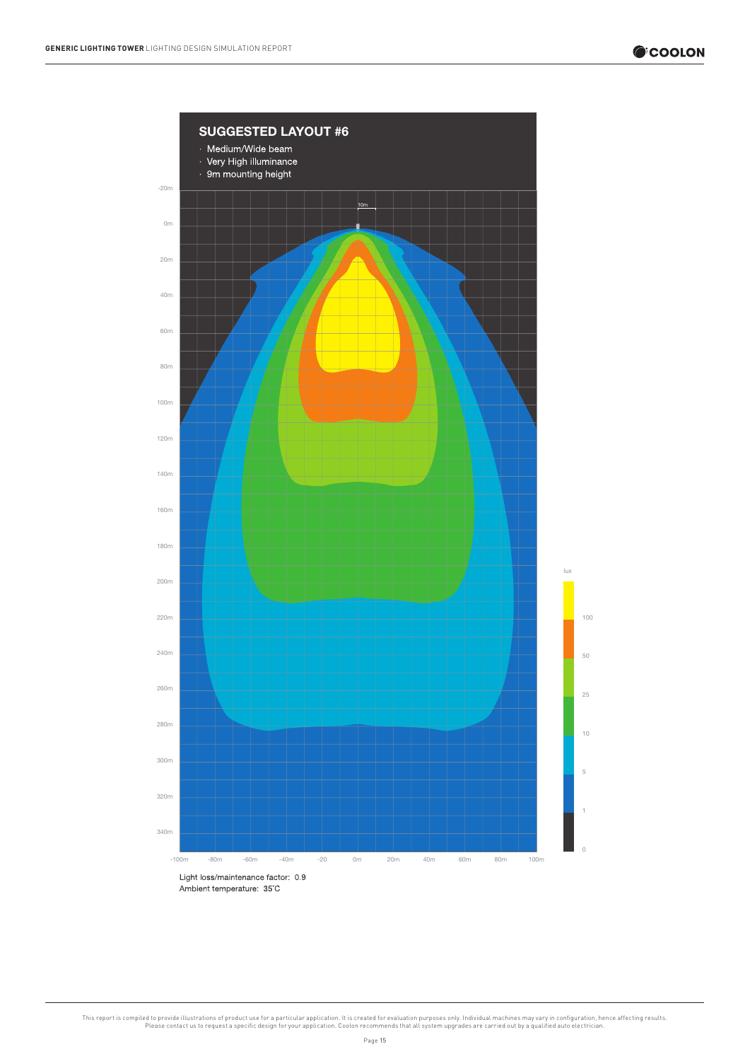## SUGGESTED LAYOUT #6

- Medium/Wide beam
- Very High illuminance
- 9m mounting height

10m

-20m
0m
20m
40m
60m
80m
100m
120m
140m
160m
180m
200m
220m
240m
260m
280m
300m
320m
340m

-100m
-80m
-60m
-40m
-20
0m
20m
40m
60m
80m
100m

lux
100
50
25
10
5
1
0

Light loss/maintenance factor: 0.9
Ambient temperature: 35°C

This report is compiled to provide illustrations of product use for a particular application. It is created for evaluation purposes only. Individual machines may vary in configuration, hence affecting results. Please contact us to request a specific design for your application. Coolon recommends that all system upgrades are carried out by a qualified auto electrician.